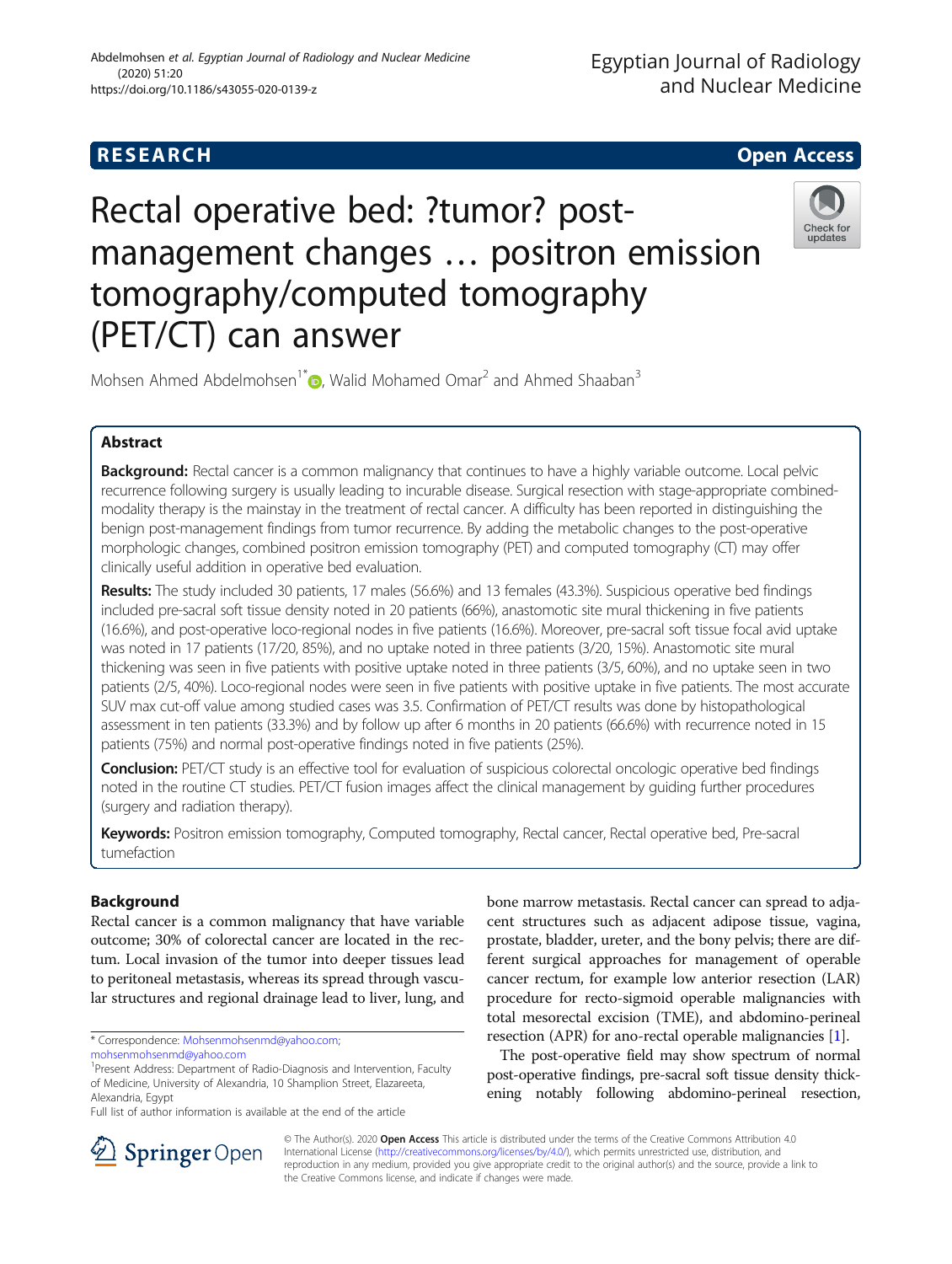RESEARCH Open Access

# Rectal operative bed: ?tumor? post-management changes … positron emission tomography/computed tomography (PET/CT) can answer

Mohsen Ahmed Abdelmohsen[1*], Walid Mohamed Omar[2] and Ahmed Shaaban[3]

## Abstract

**Background:** Rectal cancer is a common malignancy that continues to have a highly variable outcome. Local pelvic recurrence following surgery is usually leading to incurable disease. Surgical resection with stage-appropriate combined-modality therapy is the mainstay in the treatment of rectal cancer. A difficulty has been reported in distinguishing the benign post-management findings from tumor recurrence. By adding the metabolic changes to the post-operative morphologic changes, combined positron emission tomography (PET) and computed tomography (CT) may offer clinically useful addition in operative bed evaluation.

**Results:** The study included 30 patients, 17 males (56.6%) and 13 females (43.3%). Suspicious operative bed findings included pre-sacral soft tissue density noted in 20 patients (66%), anastomotic site mural thickening in five patients (16.6%), and post-operative loco-regional nodes in five patients (16.6%). Moreover, pre-sacral soft tissue focal avid uptake was noted in 17 patients (17/20, 85%), and no uptake noted in three patients (3/20, 15%). Anastomotic site mural thickening was seen in five patients with positive uptake noted in three patients (3/5, 60%), and no uptake seen in two patients (2/5, 40%). Loco-regional nodes were seen in five patients with positive uptake in five patients. The most accurate SUV max cut-off value among studied cases was 3.5. Confirmation of PET/CT results was done by histopathological assessment in ten patients (33.3%) and by follow up after 6 months in 20 patients (66.6%) with recurrence noted in 15 patients (75%) and normal post-operative findings noted in five patients (25%).

**Conclusion:** PET/CT study is an effective tool for evaluation of suspicious colorectal oncologic operative bed findings noted in the routine CT studies. PET/CT fusion images affect the clinical management by guiding further procedures (surgery and radiation therapy).

**Keywords:** Positron emission tomography, Computed tomography, Rectal cancer, Rectal operative bed, Pre-sacral tumefaction

## Background

Rectal cancer is a common malignancy that have variable outcome; 30% of colorectal cancer are located in the rectum. Local invasion of the tumor into deeper tissues lead to peritoneal metastasis, whereas its spread through vascular structures and regional drainage lead to liver, lung, and bone marrow metastasis. Rectal cancer can spread to adjacent structures such as adjacent adipose tissue, vagina, prostate, bladder, ureter, and the bony pelvis; there are different surgical approaches for management of operable cancer rectum, for example low anterior resection (LAR) procedure for recto-sigmoid operable malignancies with total mesorectal excision (TME), and abdomino-perineal resection (APR) for ano-rectal operable malignancies [1].

The post-operative field may show spectrum of normal post-operative findings, pre-sacral soft tissue density thickening notably following abdomino-perineal resection,

* Correspondence: Mohsenmohsenmd@yahoo.com; mohsenmohsenmd@yahoo.com

[1]Present Address: Department of Radio-Diagnosis and Intervention, Faculty of Medicine, University of Alexandria, 10 Shamplion Street, Elazareeta, Alexandria, Egypt

Full list of author information is available at the end of the article

© The Author(s). 2020 **Open Access** This article is distributed under the terms of the Creative Commons Attribution 4.0 International License (http://creativecommons.org/licenses/by/4.0/), which permits unrestricted use, distribution, and reproduction in any medium, provided you give appropriate credit to the original author(s) and the source, provide a link to the Creative Commons license, and indicate if changes were made.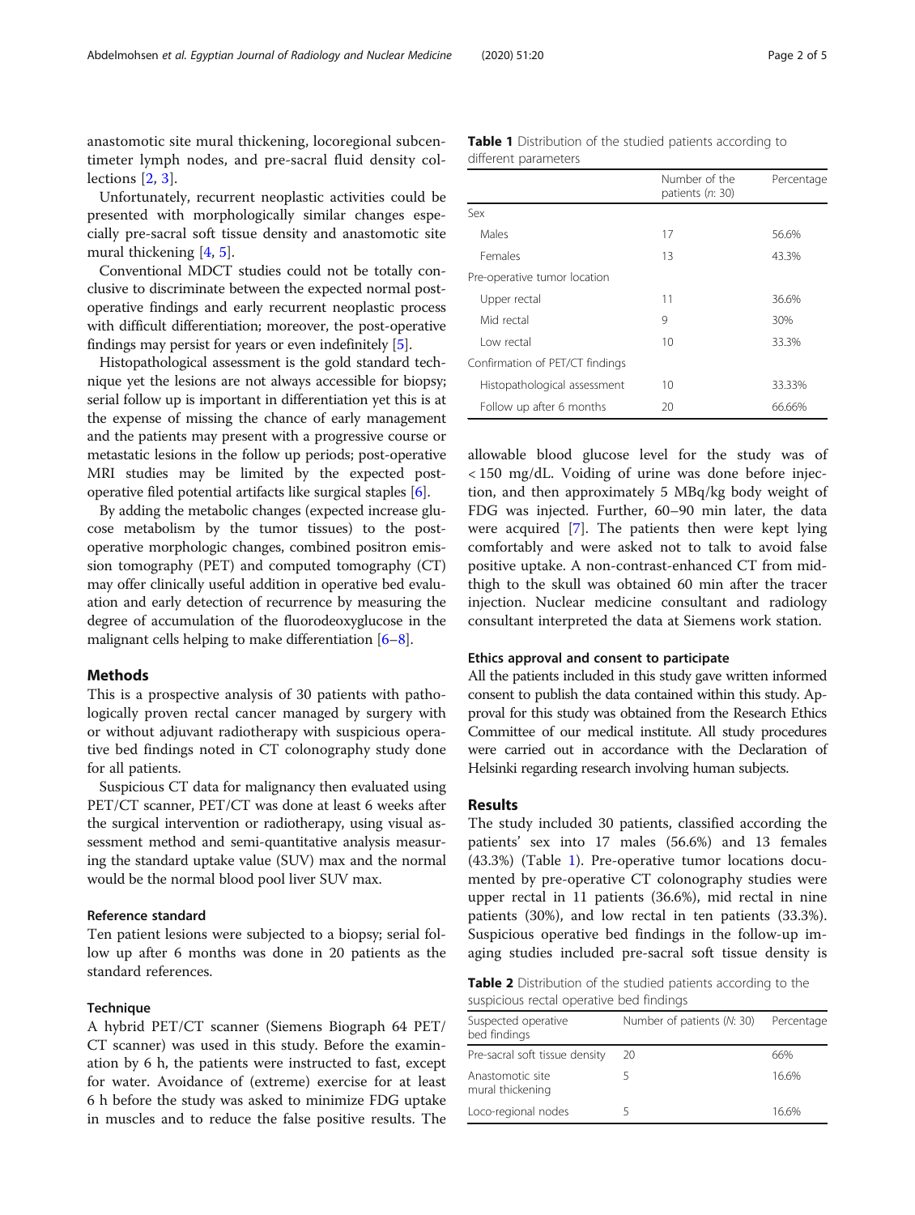anastomotic site mural thickening, locoregional subcentimeter lymph nodes, and pre-sacral fluid density collections [2, 3].

Unfortunately, recurrent neoplastic activities could be presented with morphologically similar changes especially pre-sacral soft tissue density and anastomotic site mural thickening [4, 5].

Conventional MDCT studies could not be totally conclusive to discriminate between the expected normal postoperative findings and early recurrent neoplastic process with difficult differentiation; moreover, the post-operative findings may persist for years or even indefinitely [5].

Histopathological assessment is the gold standard technique yet the lesions are not always accessible for biopsy; serial follow up is important in differentiation yet this is at the expense of missing the chance of early management and the patients may present with a progressive course or metastatic lesions in the follow up periods; post-operative MRI studies may be limited by the expected postoperative filed potential artifacts like surgical staples [6].

By adding the metabolic changes (expected increase glucose metabolism by the tumor tissues) to the postoperative morphologic changes, combined positron emission tomography (PET) and computed tomography (CT) may offer clinically useful addition in operative bed evaluation and early detection of recurrence by measuring the degree of accumulation of the fluorodeoxyglucose in the malignant cells helping to make differentiation [6–8].

## Methods

This is a prospective analysis of 30 patients with pathologically proven rectal cancer managed by surgery with or without adjuvant radiotherapy with suspicious operative bed findings noted in CT colonography study done for all patients.

Suspicious CT data for malignancy then evaluated using PET/CT scanner, PET/CT was done at least 6 weeks after the surgical intervention or radiotherapy, using visual assessment method and semi-quantitative analysis measuring the standard uptake value (SUV) max and the normal would be the normal blood pool liver SUV max.

### Reference standard

Ten patient lesions were subjected to a biopsy; serial follow up after 6 months was done in 20 patients as the standard references.

### Technique

A hybrid PET/CT scanner (Siemens Biograph 64 PET/CT scanner) was used in this study. Before the examination by 6 h, the patients were instructed to fast, except for water. Avoidance of (extreme) exercise for at least 6 h before the study was asked to minimize FDG uptake in muscles and to reduce the false positive results. The allowable blood glucose level for the study was of < 150 mg/dL. Voiding of urine was done before injection, and then approximately 5 MBq/kg body weight of FDG was injected. Further, 60–90 min later, the data were acquired [7]. The patients then were kept lying comfortably and were asked not to talk to avoid false positive uptake. A non-contrast-enhanced CT from midthigh to the skull was obtained 60 min after the tracer injection. Nuclear medicine consultant and radiology consultant interpreted the data at Siemens work station.

**Table 1** Distribution of the studied patients according to different parameters

| | Number of the patients (n: 30) | Percentage |
|---|---|---|
| Sex | | |
| Males | 17 | 56.6% |
| Females | 13 | 43.3% |
| Pre-operative tumor location | | |
| Upper rectal | 11 | 36.6% |
| Mid rectal | 9 | 30% |
| Low rectal | 10 | 33.3% |
| Confirmation of PET/CT findings | | |
| Histopathological assessment | 10 | 33.33% |
| Follow up after 6 months | 20 | 66.66% |

### Ethics approval and consent to participate

All the patients included in this study gave written informed consent to publish the data contained within this study. Approval for this study was obtained from the Research Ethics Committee of our medical institute. All study procedures were carried out in accordance with the Declaration of Helsinki regarding research involving human subjects.

## Results

The study included 30 patients, classified according the patients' sex into 17 males (56.6%) and 13 females (43.3%) (Table 1). Pre-operative tumor locations documented by pre-operative CT colonography studies were upper rectal in 11 patients (36.6%), mid rectal in nine patients (30%), and low rectal in ten patients (33.3%). Suspicious operative bed findings in the follow-up imaging studies included pre-sacral soft tissue density is

**Table 2** Distribution of the studied patients according to the suspicious rectal operative bed findings

| Suspected operative bed findings | Number of patients (N: 30) | Percentage |
|---|---|---|
| Pre-sacral soft tissue density | 20 | 66% |
| Anastomotic site mural thickening | 5 | 16.6% |
| Loco-regional nodes | 5 | 16.6% |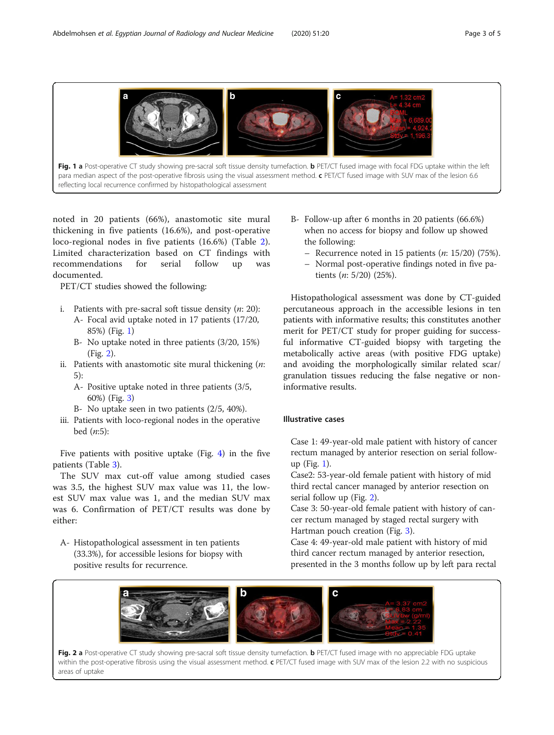Fig. 1 **a** Post-operative CT study showing pre-sacral soft tissue density tumefaction. **b** PET/CT fused image with focal FDG uptake within the left para median aspect of the post-operative fibrosis using the visual assessment method. **c** PET/CT fused image with SUV max of the lesion 6.6 reflecting local recurrence confirmed by histopathological assessment

noted in 20 patients (66%), anastomotic site mural thickening in five patients (16.6%), and post-operative loco-regional nodes in five patients (16.6%) (Table 2). Limited characterization based on CT findings with recommendations for serial follow up was documented.

PET/CT studies showed the following:

i. Patients with pre-sacral soft tissue density (*n*: 20):
   A- Focal avid uptake noted in 17 patients (17/20, 85%) (Fig. 1)
   B- No uptake noted in three patients (3/20, 15%) (Fig. 2).
ii. Patients with anastomotic site mural thickening (*n*: 5):
   A- Positive uptake noted in three patients (3/5, 60%) (Fig. 3)
   B- No uptake seen in two patients (2/5, 40%).
iii. Patients with loco-regional nodes in the operative bed (*n*:5):

Five patients with positive uptake (Fig. 4) in the five patients (Table 3).

The SUV max cut-off value among studied cases was 3.5, the highest SUV max value was 11, the lowest SUV max value was 1, and the median SUV max was 6. Confirmation of PET/CT results was done by either:

A- Histopathological assessment in ten patients (33.3%), for accessible lesions for biopsy with positive results for recurrence.

B- Follow-up after 6 months in 20 patients (66.6%) when no access for biopsy and follow up showed the following:
   – Recurrence noted in 15 patients (*n*: 15/20) (75%).
   – Normal post-operative findings noted in five patients (*n*: 5/20) (25%).

Histopathological assessment was done by CT-guided percutaneous approach in the accessible lesions in ten patients with informative results; this constitutes another merit for PET/CT study for proper guiding for successful informative CT-guided biopsy with targeting the metabolically active areas (with positive FDG uptake) and avoiding the morphologically similar related scar/granulation tissues reducing the false negative or non-informative results.

### Illustrative cases

Case 1: 49-year-old male patient with history of cancer rectum managed by anterior resection on serial follow-up (Fig. 1).

Case2: 53-year-old female patient with history of mid third rectal cancer managed by anterior resection on serial follow up (Fig. 2).

Case 3: 50-year-old female patient with history of cancer rectum managed by staged rectal surgery with Hartman pouch creation (Fig. 3).

Case 4: 49-year-old male patient with history of mid third cancer rectum managed by anterior resection, presented in the 3 months follow up by left para rectal

Fig. 2 **a** Post-operative CT study showing pre-sacral soft tissue density tumefaction. **b** PET/CT fused image with no appreciable FDG uptake within the post-operative fibrosis using the visual assessment method. **c** PET/CT fused image with SUV max of the lesion 2.2 with no suspicious areas of uptake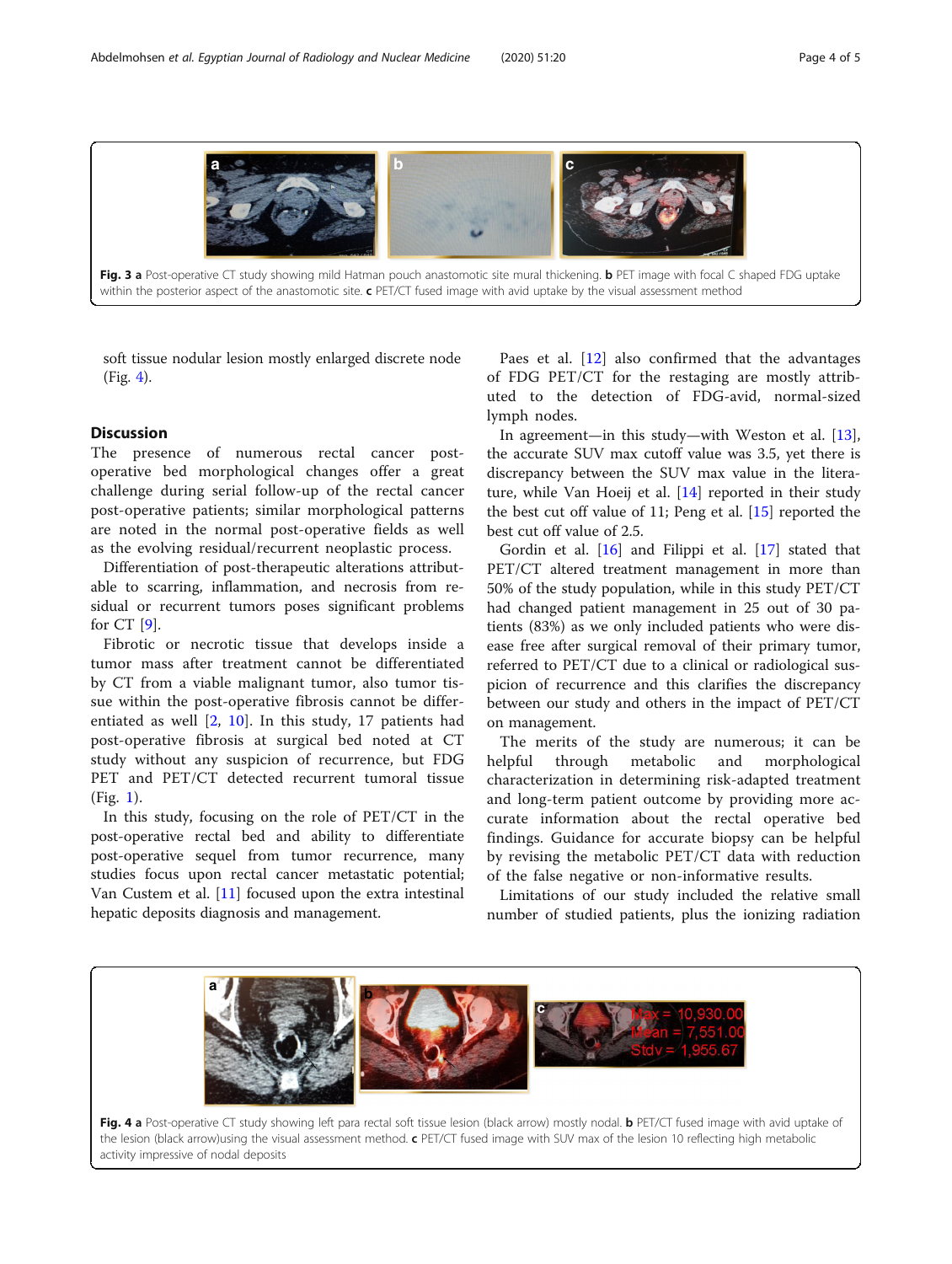Fig. 3 **a** Post-operative CT study showing mild Hatman pouch anastomotic site mural thickening. **b** PET image with focal C shaped FDG uptake within the posterior aspect of the anastomotic site. **c** PET/CT fused image with avid uptake by the visual assessment method

soft tissue nodular lesion mostly enlarged discrete node (Fig. 4).

## Discussion

The presence of numerous rectal cancer post-operative bed morphological changes offer a great challenge during serial follow-up of the rectal cancer post-operative patients; similar morphological patterns are noted in the normal post-operative fields as well as the evolving residual/recurrent neoplastic process.

Differentiation of post-therapeutic alterations attributable to scarring, inflammation, and necrosis from residual or recurrent tumors poses significant problems for CT [9].

Fibrotic or necrotic tissue that develops inside a tumor mass after treatment cannot be differentiated by CT from a viable malignant tumor, also tumor tissue within the post-operative fibrosis cannot be differentiated as well [2, 10]. In this study, 17 patients had post-operative fibrosis at surgical bed noted at CT study without any suspicion of recurrence, but FDG PET and PET/CT detected recurrent tumoral tissue (Fig. 1).

In this study, focusing on the role of PET/CT in the post-operative rectal bed and ability to differentiate post-operative sequel from tumor recurrence, many studies focus upon rectal cancer metastatic potential; Van Custem et al. [11] focused upon the extra intestinal hepatic deposits diagnosis and management.

Paes et al. [12] also confirmed that the advantages of FDG PET/CT for the restaging are mostly attributed to the detection of FDG-avid, normal-sized lymph nodes.

In agreement—in this study—with Weston et al. [13], the accurate SUV max cutoff value was 3.5, yet there is discrepancy between the SUV max value in the literature, while Van Hoeij et al. [14] reported in their study the best cut off value of 11; Peng et al. [15] reported the best cut off value of 2.5.

Gordin et al. [16] and Filippi et al. [17] stated that PET/CT altered treatment management in more than 50% of the study population, while in this study PET/CT had changed patient management in 25 out of 30 patients (83%) as we only included patients who were disease free after surgical removal of their primary tumor, referred to PET/CT due to a clinical or radiological suspicion of recurrence and this clarifies the discrepancy between our study and others in the impact of PET/CT on management.

The merits of the study are numerous; it can be helpful through metabolic and morphological characterization in determining risk-adapted treatment and long-term patient outcome by providing more accurate information about the rectal operative bed findings. Guidance for accurate biopsy can be helpful by revising the metabolic PET/CT data with reduction of the false negative or non-informative results.

Limitations of our study included the relative small number of studied patients, plus the ionizing radiation

Fig. 4 **a** Post-operative CT study showing left para rectal soft tissue lesion (black arrow) mostly nodal. **b** PET/CT fused image with avid uptake of the lesion (black arrow)using the visual assessment method. **c** PET/CT fused image with SUV max of the lesion 10 reflecting high metabolic activity impressive of nodal deposits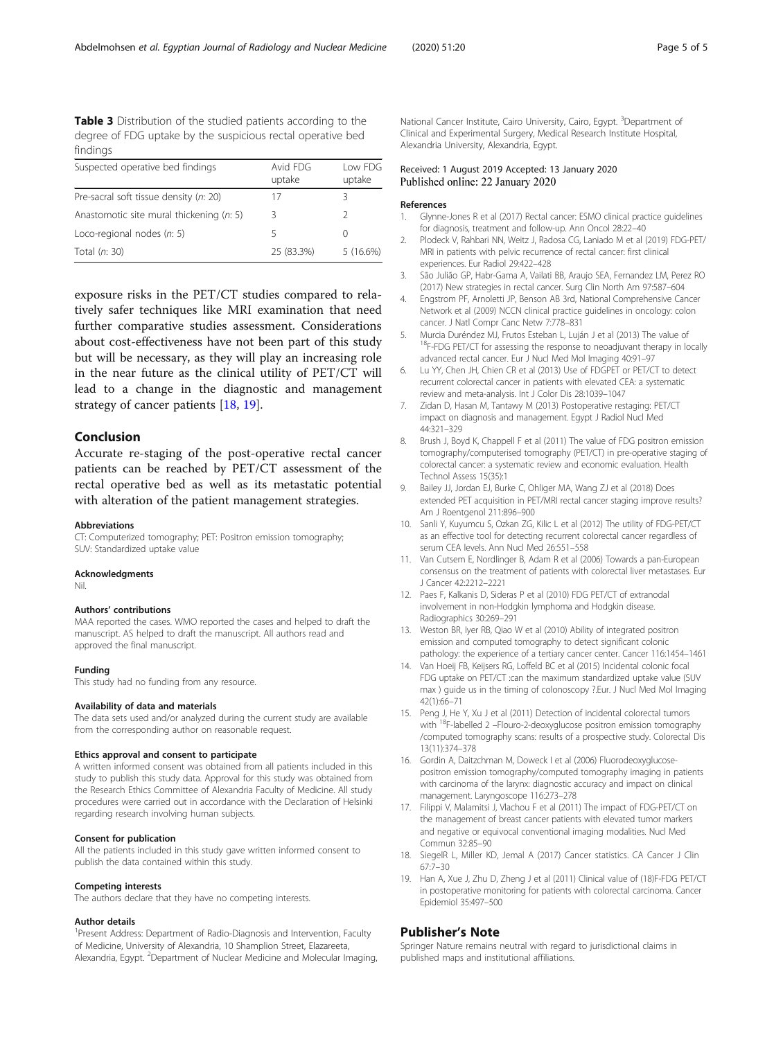**Table 3** Distribution of the studied patients according to the degree of FDG uptake by the suspicious rectal operative bed findings

| Suspected operative bed findings | Avid FDG uptake | Low FDG uptake |
|---|---|---|
| Pre-sacral soft tissue density (*n*: 20) | 17 | 3 |
| Anastomotic site mural thickening (*n*: 5) | 3 | 2 |
| Loco-regional nodes (*n*: 5) | 5 | 0 |
| Total (*n*: 30) | 25 (83.3%) | 5 (16.6%) |

exposure risks in the PET/CT studies compared to relatively safer techniques like MRI examination that need further comparative studies assessment. Considerations about cost-effectiveness have not been part of this study but will be necessary, as they will play an increasing role in the near future as the clinical utility of PET/CT will lead to a change in the diagnostic and management strategy of cancer patients [18, 19].

## Conclusion

Accurate re-staging of the post-operative rectal cancer patients can be reached by PET/CT assessment of the rectal operative bed as well as its metastatic potential with alteration of the patient management strategies.

#### Abbreviations

CT: Computerized tomography; PET: Positron emission tomography; SUV: Standardized uptake value

#### Acknowledgments

Nil.

#### Authors' contributions

MAA reported the cases. WMO reported the cases and helped to draft the manuscript. AS helped to draft the manuscript. All authors read and approved the final manuscript.

#### Funding

This study had no funding from any resource.

#### Availability of data and materials

The data sets used and/or analyzed during the current study are available from the corresponding author on reasonable request.

#### Ethics approval and consent to participate

A written informed consent was obtained from all patients included in this study to publish this study data. Approval for this study was obtained from the Research Ethics Committee of Alexandria Faculty of Medicine. All study procedures were carried out in accordance with the Declaration of Helsinki regarding research involving human subjects.

#### Consent for publication

All the patients included in this study gave written informed consent to publish the data contained within this study.

#### Competing interests

The authors declare that they have no competing interests.

#### Author details

[1]Present Address: Department of Radio-Diagnosis and Intervention, Faculty of Medicine, University of Alexandria, 10 Shamplion Street, Elazareeta, Alexandria, Egypt. [2]Department of Nuclear Medicine and Molecular Imaging, National Cancer Institute, Cairo University, Cairo, Egypt. [3]Department of Clinical and Experimental Surgery, Medical Research Institute Hospital, Alexandria University, Alexandria, Egypt.

Received: 1 August 2019 Accepted: 13 January 2020
Published online: 22 January 2020

#### References

1. Glynne-Jones R et al (2017) Rectal cancer: ESMO clinical practice guidelines for diagnosis, treatment and follow-up. Ann Oncol 28:22–40
2. Plodeck V, Rahbari NN, Weitz J, Radosa CG, Laniado M et al (2019) FDG-PET/MRI in patients with pelvic recurrence of rectal cancer: first clinical experiences. Eur Radiol 29:422–428
3. São Julião GP, Habr-Gama A, Vailati BB, Araujo SEA, Fernandez LM, Perez RO (2017) New strategies in rectal cancer. Surg Clin North Am 97:587–604
4. Engstrom PF, Arnoletti JP, Benson AB 3rd, National Comprehensive Cancer Network et al (2009) NCCN clinical practice guidelines in oncology: colon cancer. J Natl Compr Canc Netw 7:778–831
5. Murcia Duréndez MJ, Frutos Esteban L, Luján J et al (2013) The value of [18]F-FDG PET/CT for assessing the response to neoadjuvant therapy in locally advanced rectal cancer. Eur J Nucl Med Mol Imaging 40:91–97
6. Lu YY, Chen JH, Chien CR et al (2013) Use of FDGPET or PET/CT to detect recurrent colorectal cancer in patients with elevated CEA: a systematic review and meta-analysis. Int J Color Dis 28:1039–1047
7. Zidan D, Hasan M, Tantawy M (2013) Postoperative restaging: PET/CT impact on diagnosis and management. Egypt J Radiol Nucl Med 44:321–329
8. Brush J, Boyd K, Chappell F et al (2011) The value of FDG positron emission tomography/computerised tomography (PET/CT) in pre-operative staging of colorectal cancer: a systematic review and economic evaluation. Health Technol Assess 15(35):1
9. Bailey JJ, Jordan EJ, Burke C, Ohliger MA, Wang ZJ et al (2018) Does extended PET acquisition in PET/MRI rectal cancer staging improve results? Am J Roentgenol 211:896–900
10. Sanli Y, Kuyumcu S, Ozkan ZG, Kilic L et al (2012) The utility of FDG-PET/CT as an effective tool for detecting recurrent colorectal cancer regardless of serum CEA levels. Ann Nucl Med 26:551–558
11. Van Cutsem E, Nordlinger B, Adam R et al (2006) Towards a pan-European consensus on the treatment of patients with colorectal liver metastases. Eur J Cancer 42:2212–2221
12. Paes F, Kalkanis D, Sideras P et al (2010) FDG PET/CT of extranodal involvement in non-Hodgkin lymphoma and Hodgkin disease. Radiographics 30:269–291
13. Weston BR, Iyer RB, Qiao W et al (2010) Ability of integrated positron emission and computed tomography to detect significant colonic pathology: the experience of a tertiary cancer center. Cancer 116:1454–1461
14. Van Hoeij FB, Keijsers RG, Loffeld BC et al (2015) Incidental colonic focal FDG uptake on PET/CT :can the maximum standardized uptake value (SUV max ) guide us in the timing of colonoscopy ?.Eur. J Nucl Med Mol Imaging 42(1):66–71
15. Peng J, He Y, Xu J et al (2011) Detection of incidental colorectal tumors with [18]F-labelled 2 –Flouro-2-deoxyglucose positron emission tomography /computed tomography scans: results of a prospective study. Colorectal Dis 13(11):374–378
16. Gordin A, Daitzchman M, Doweck I et al (2006) Fluorodeoxyglucose-positron emission tomography/computed tomography imaging in patients with carcinoma of the larynx: diagnostic accuracy and impact on clinical management. Laryngoscope 116:273–278
17. Filippi V, Malamitsi J, Vlachou F et al (2011) The impact of FDG-PET/CT on the management of breast cancer patients with elevated tumor markers and negative or equivocal conventional imaging modalities. Nucl Med Commun 32:85–90
18. SiegelR L, Miller KD, Jemal A (2017) Cancer statistics. CA Cancer J Clin 67:7–30
19. Han A, Xue J, Zhu D, Zheng J et al (2011) Clinical value of (18)F-FDG PET/CT in postoperative monitoring for patients with colorectal carcinoma. Cancer Epidemiol 35:497–500

## Publisher's Note

Springer Nature remains neutral with regard to jurisdictional claims in published maps and institutional affiliations.